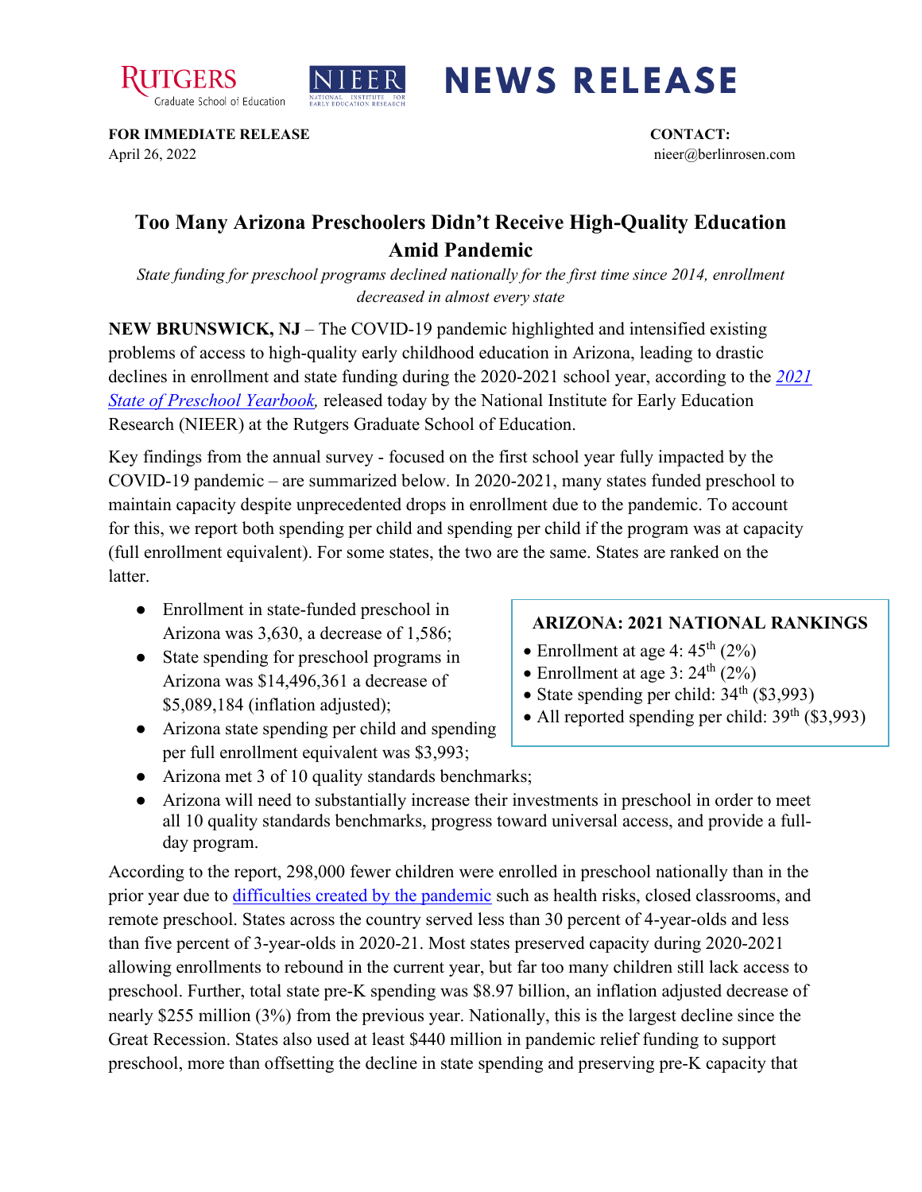RUTGERS Graduate School of Education | NIEER NATIONAL INSTITUTE FOR EARLY EDUCATION RESEARCH | **NEWS RELEASE**

**FOR IMMEDIATE RELEASE**
April 26, 2022

**CONTACT:**
nieer@berlinrosen.com

# Too Many Arizona Preschoolers Didn't Receive High-Quality Education Amid Pandemic

*State funding for preschool programs declined nationally for the first time since 2014, enrollment decreased in almost every state*

**NEW BRUNSWICK, NJ** – The COVID-19 pandemic highlighted and intensified existing problems of access to high-quality early childhood education in Arizona, leading to drastic declines in enrollment and state funding during the 2020-2021 school year, according to the *2021 State of Preschool Yearbook,* released today by the National Institute for Early Education Research (NIEER) at the Rutgers Graduate School of Education.

Key findings from the annual survey - focused on the first school year fully impacted by the COVID-19 pandemic – are summarized below. In 2020-2021, many states funded preschool to maintain capacity despite unprecedented drops in enrollment due to the pandemic. To account for this, we report both spending per child and spending per child if the program was at capacity (full enrollment equivalent). For some states, the two are the same. States are ranked on the latter.

- Enrollment in state-funded preschool in Arizona was 3,630, a decrease of 1,586;
- State spending for preschool programs in Arizona was $14,496,361 a decrease of $5,089,184 (inflation adjusted);
- Arizona state spending per child and spending per full enrollment equivalent was $3,993;
- Arizona met 3 of 10 quality standards benchmarks;
- Arizona will need to substantially increase their investments in preschool in order to meet all 10 quality standards benchmarks, progress toward universal access, and provide a full-day program.

**ARIZONA: 2021 NATIONAL RANKINGS**

- Enrollment at age 4: 45th (2%)
- Enrollment at age 3: 24th (2%)
- State spending per child: 34th ($3,993)
- All reported spending per child: 39th ($3,993)

According to the report, 298,000 fewer children were enrolled in preschool nationally than in the prior year due to difficulties created by the pandemic such as health risks, closed classrooms, and remote preschool. States across the country served less than 30 percent of 4-year-olds and less than five percent of 3-year-olds in 2020-21. Most states preserved capacity during 2020-2021 allowing enrollments to rebound in the current year, but far too many children still lack access to preschool. Further, total state pre-K spending was $8.97 billion, an inflation adjusted decrease of nearly $255 million (3%) from the previous year. Nationally, this is the largest decline since the Great Recession. States also used at least $440 million in pandemic relief funding to support preschool, more than offsetting the decline in state spending and preserving pre-K capacity that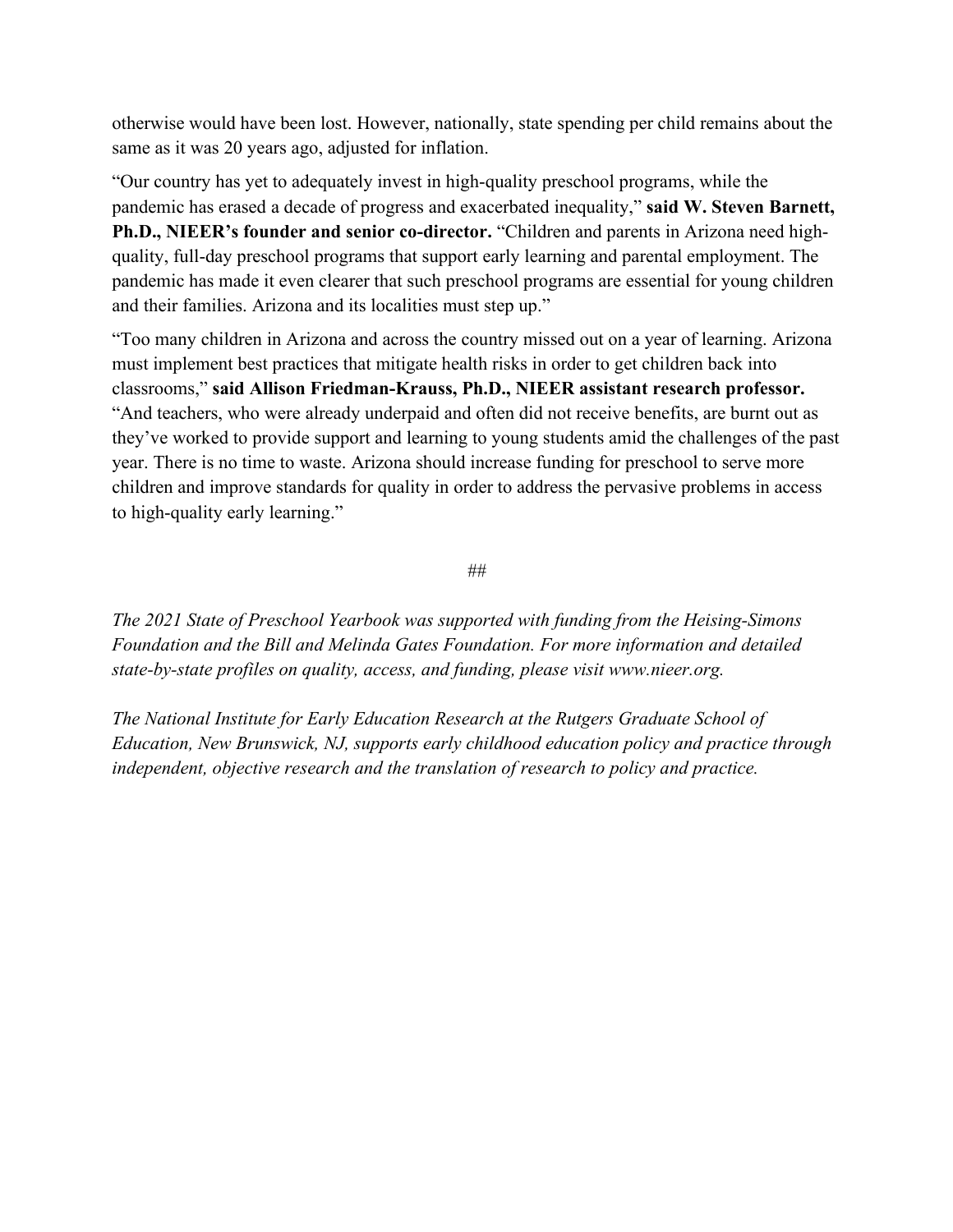otherwise would have been lost. However, nationally, state spending per child remains about the same as it was 20 years ago, adjusted for inflation.

"Our country has yet to adequately invest in high-quality preschool programs, while the pandemic has erased a decade of progress and exacerbated inequality," **said W. Steven Barnett, Ph.D., NIEER's founder and senior co-director.** "Children and parents in Arizona need high-quality, full-day preschool programs that support early learning and parental employment. The pandemic has made it even clearer that such preschool programs are essential for young children and their families. Arizona and its localities must step up."

"Too many children in Arizona and across the country missed out on a year of learning. Arizona must implement best practices that mitigate health risks in order to get children back into classrooms," **said Allison Friedman-Krauss, Ph.D., NIEER assistant research professor.** "And teachers, who were already underpaid and often did not receive benefits, are burnt out as they've worked to provide support and learning to young students amid the challenges of the past year. There is no time to waste. Arizona should increase funding for preschool to serve more children and improve standards for quality in order to address the pervasive problems in access to high-quality early learning."

##

*The 2021 State of Preschool Yearbook was supported with funding from the Heising-Simons Foundation and the Bill and Melinda Gates Foundation. For more information and detailed state-by-state profiles on quality, access, and funding, please visit www.nieer.org.*

*The National Institute for Early Education Research at the Rutgers Graduate School of Education, New Brunswick, NJ, supports early childhood education policy and practice through independent, objective research and the translation of research to policy and practice.*